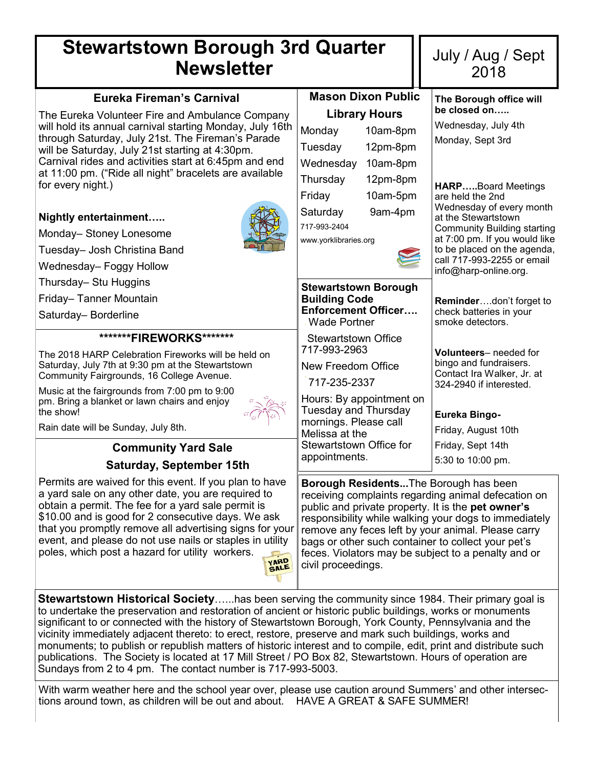# Stewartstown Borough 3rd Quarter Newsletter

July / Aug / Sept 2018

## Eureka Fireman's Carnival

The Eureka Volunteer Fire and Ambulance Company will hold its annual carnival starting Monday, July 16th through Saturday, July 21st. The Fireman's Parade will be Saturday, July 21st starting at 4:30pm. Carnival rides and activities start at 6:45pm and end at 11:00 pm. ("Ride all night" bracelets are available for every night.)

**Nightly entertainment…..**

Monday– Stoney Lonesome

Tuesday– Josh Christina Band

Wednesday– Foggy Hollow

Thursday– Stu Huggins

Friday– Tanner Mountain

Saturday– Borderline

## *******FIREWORKS*******

The 2018 HARP Celebration Fireworks will be held on Saturday, July 7th at 9:30 pm at the Stewartstown Community Fairgrounds, 16 College Avenue.

Music at the fairgrounds from 7:00 pm to 9:00 pm. Bring a blanket or lawn chairs and enjoy the show!

Rain date will be Sunday, July 8th.

## Community Yard Sale

### Saturday, September 15th

Permits are waived for this event. If you plan to have a yard sale on any other date, you are required to obtain a permit. The fee for a yard sale permit is $10.00 and is good for 2 consecutive days. We ask that you promptly remove all advertising signs for your event, and please do not use nails or staples in utility poles, which post a hazard for utility workers.

## Mason Dixon Public Library Hours

| | |
|---|---|
| Monday | 10am-8pm |
| Tuesday | 12pm-8pm |
| Wednesday | 10am-8pm |
| Thursday | 12pm-8pm |
| Friday | 10am-5pm |
| Saturday | 9am-4pm |

717-993-2404

www.yorklibraries.org

**Stewartstown Borough Building Code Enforcement Officer….**

Wade Portner

Stewartstown Office 717-993-2963

New Freedom Office

717-235-2337

Hours: By appointment on Tuesday and Thursday mornings. Please call Melissa at the Stewartstown Office for appointments.

**The Borough office will be closed on…..**

Wednesday, July 4th

Monday, Sept 3rd

**HARP…..**Board Meetings are held the 2nd Wednesday of every month at the Stewartstown Community Building starting at 7:00 pm. If you would like to be placed on the agenda, call 717-993-2255 or email info@harp-online.org.

**Reminder**….don't forget to check batteries in your smoke detectors.

**Volunteers**– needed for bingo and fundraisers. Contact Ira Walker, Jr. at 324-2940 if interested.

**Eureka Bingo-**

Friday, August 10th

Friday, Sept 14th

5:30 to 10:00 pm.

**Borough Residents...**The Borough has been receiving complaints regarding animal defecation on public and private property. It is the **pet owner's** responsibility while walking your dogs to immediately remove any feces left by your animal. Please carry bags or other such container to collect your pet's feces. Violators may be subject to a penalty and or civil proceedings.

**Stewartstown Historical Society**……has been serving the community since 1984. Their primary goal is to undertake the preservation and restoration of ancient or historic public buildings, works or monuments significant to or connected with the history of Stewartstown Borough, York County, Pennsylvania and the vicinity immediately adjacent thereto: to erect, restore, preserve and mark such buildings, works and monuments; to publish or republish matters of historic interest and to compile, edit, print and distribute such publications. The Society is located at 17 Mill Street / PO Box 82, Stewartstown. Hours of operation are Sundays from 2 to 4 pm. The contact number is 717-993-5003.

With warm weather here and the school year over, please use caution around Summers' and other intersections around town, as children will be out and about. HAVE A GREAT & SAFE SUMMER!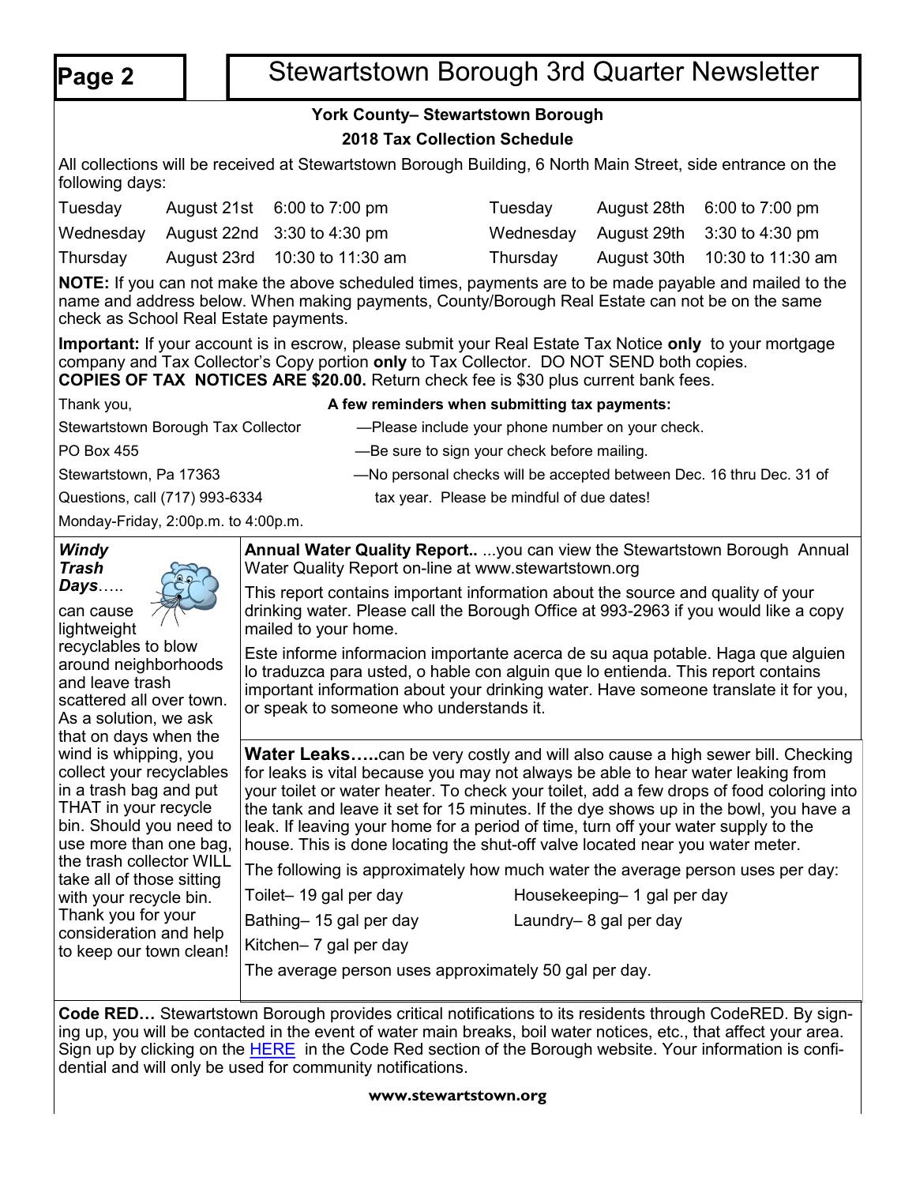# Stewartstown Borough 3rd Quarter Newsletter

## York County– Stewartstown Borough
### 2018 Tax Collection Schedule

All collections will be received at Stewartstown Borough Building, 6 North Main Street, side entrance on the following days:

| | | | | | |
|---|---|---|---|---|---|
| Tuesday | August 21st | 6:00 to 7:00 pm | Tuesday | August 28th | 6:00 to 7:00 pm |
| Wednesday | August 22nd | 3:30 to 4:30 pm | Wednesday | August 29th | 3:30 to 4:30 pm |
| Thursday | August 23rd | 10:30 to 11:30 am | Thursday | August 30th | 10:30 to 11:30 am |

**NOTE:** If you can not make the above scheduled times, payments are to be made payable and mailed to the name and address below. When making payments, County/Borough Real Estate can not be on the same check as School Real Estate payments.

**Important:** If your account is in escrow, please submit your Real Estate Tax Notice **only** to your mortgage company and Tax Collector's Copy portion **only** to Tax Collector. DO NOT SEND both copies.
**COPIES OF TAX NOTICES ARE $20.00.** Return check fee is $30 plus current bank fees.

Thank you,
Stewartstown Borough Tax Collector
PO Box 455
Stewartstown, Pa 17363
Questions, call (717) 993-6334
Monday-Friday, 2:00p.m. to 4:00p.m.

**A few reminders when submitting tax payments:**

—Please include your phone number on your check.
—Be sure to sign your check before mailing.
—No personal checks will be accepted between Dec. 16 thru Dec. 31 of tax year. Please be mindful of due dates!

***Windy Trash Days*****…..** can cause lightweight recyclables to blow around neighborhoods and leave trash scattered all over town. As a solution, we ask that on days when the wind is whipping, you collect your recyclables in a trash bag and put THAT in your recycle bin. Should you need to use more than one bag, the trash collector WILL take all of those sitting with your recycle bin. Thank you for your consideration and help to keep our town clean!

**Annual Water Quality Report..** ...you can view the Stewartstown Borough Annual Water Quality Report on-line at www.stewartstown.org

This report contains important information about the source and quality of your drinking water. Please call the Borough Office at 993-2963 if you would like a copy mailed to your home.

Este informe informacion importante acerca de su aqua potable. Haga que alguien lo traduzca para usted, o hable con alguin que lo entienda. This report contains important information about your drinking water. Have someone translate it for you, or speak to someone who understands it.

**Water Leaks…..**can be very costly and will also cause a high sewer bill. Checking for leaks is vital because you may not always be able to hear water leaking from your toilet or water heater. To check your toilet, add a few drops of food coloring into the tank and leave it set for 15 minutes. If the dye shows up in the bowl, you have a leak. If leaving your home for a period of time, turn off your water supply to the house. This is done locating the shut-off valve located near you water meter.

The following is approximately how much water the average person uses per day:

| | |
|---|---|
| Toilet– 19 gal per day | Housekeeping– 1 gal per day |
| Bathing– 15 gal per day | Laundry– 8 gal per day |
| Kitchen– 7 gal per day | |

The average person uses approximately 50 gal per day.

**Code RED…** Stewartstown Borough provides critical notifications to its residents through CodeRED. By signing up, you will be contacted in the event of water main breaks, boil water notices, etc., that affect your area. Sign up by clicking on the HERE in the Code Red section of the Borough website. Your information is confidential and will only be used for community notifications.

**www.stewartstown.org**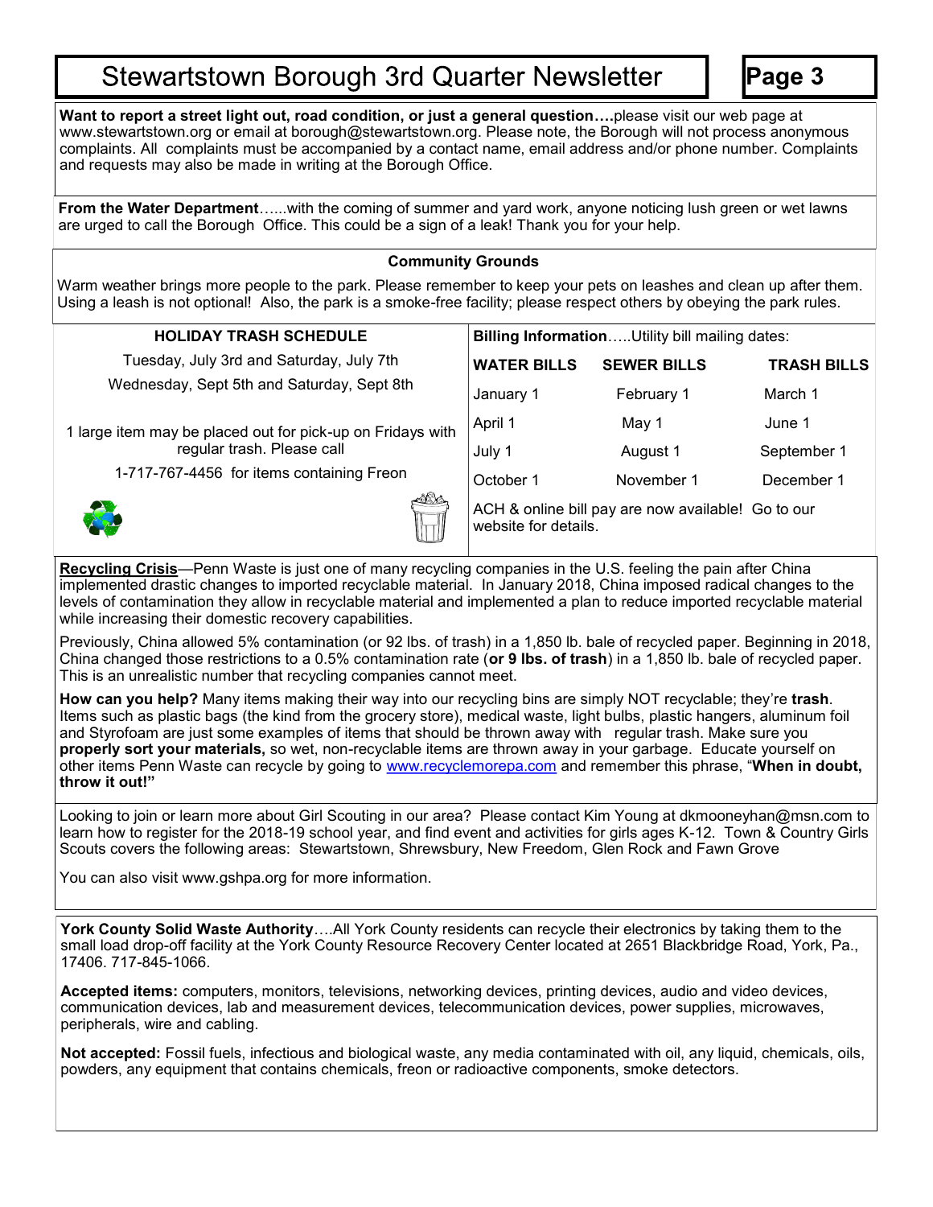# Stewartstown Borough 3rd Quarter Newsletter

**Want to report a street light out, road condition, or just a general question….**please visit our web page at www.stewartstown.org or email at borough@stewartstown.org. Please note, the Borough will not process anonymous complaints. All complaints must be accompanied by a contact name, email address and/or phone number. Complaints and requests may also be made in writing at the Borough Office.

**From the Water Department**…...with the coming of summer and yard work, anyone noticing lush green or wet lawns are urged to call the Borough Office. This could be a sign of a leak! Thank you for your help.

**Community Grounds**

Warm weather brings more people to the park. Please remember to keep your pets on leashes and clean up after them. Using a leash is not optional! Also, the park is a smoke-free facility; please respect others by obeying the park rules.

**HOLIDAY TRASH SCHEDULE**

Tuesday, July 3rd and Saturday, July 7th

Wednesday, Sept 5th and Saturday, Sept 8th

1 large item may be placed out for pick-up on Fridays with regular trash. Please call 1-717-767-4456 for items containing Freon

**Billing Information**…..Utility bill mailing dates:

| WATER BILLS | SEWER BILLS | TRASH BILLS |
|---|---|---|
| January 1 | February 1 | March 1 |
| April 1 | May 1 | June 1 |
| July 1 | August 1 | September 1 |
| October 1 | November 1 | December 1 |

ACH & online bill pay are now available! Go to our website for details.

**Recycling Crisis**—Penn Waste is just one of many recycling companies in the U.S. feeling the pain after China implemented drastic changes to imported recyclable material. In January 2018, China imposed radical changes to the levels of contamination they allow in recyclable material and implemented a plan to reduce imported recyclable material while increasing their domestic recovery capabilities.

Previously, China allowed 5% contamination (or 92 lbs. of trash) in a 1,850 lb. bale of recycled paper. Beginning in 2018, China changed those restrictions to a 0.5% contamination rate (**or 9 lbs. of trash**) in a 1,850 lb. bale of recycled paper. This is an unrealistic number that recycling companies cannot meet.

**How can you help?** Many items making their way into our recycling bins are simply NOT recyclable; they're **trash**. Items such as plastic bags (the kind from the grocery store), medical waste, light bulbs, plastic hangers, aluminum foil and Styrofoam are just some examples of items that should be thrown away with regular trash. Make sure you **properly sort your materials,** so wet, non-recyclable items are thrown away in your garbage. Educate yourself on other items Penn Waste can recycle by going to www.recyclemorepa.com and remember this phrase, "**When in doubt, throw it out!"**

Looking to join or learn more about Girl Scouting in our area? Please contact Kim Young at dkmooneyhan@msn.com to learn how to register for the 2018-19 school year, and find event and activities for girls ages K-12. Town & Country Girls Scouts covers the following areas: Stewartstown, Shrewsbury, New Freedom, Glen Rock and Fawn Grove

You can also visit www.gshpa.org for more information.

**York County Solid Waste Authority**….All York County residents can recycle their electronics by taking them to the small load drop-off facility at the York County Resource Recovery Center located at 2651 Blackbridge Road, York, Pa., 17406. 717-845-1066.

**Accepted items:** computers, monitors, televisions, networking devices, printing devices, audio and video devices, communication devices, lab and measurement devices, telecommunication devices, power supplies, microwaves, peripherals, wire and cabling.

**Not accepted:** Fossil fuels, infectious and biological waste, any media contaminated with oil, any liquid, chemicals, oils, powders, any equipment that contains chemicals, freon or radioactive components, smoke detectors.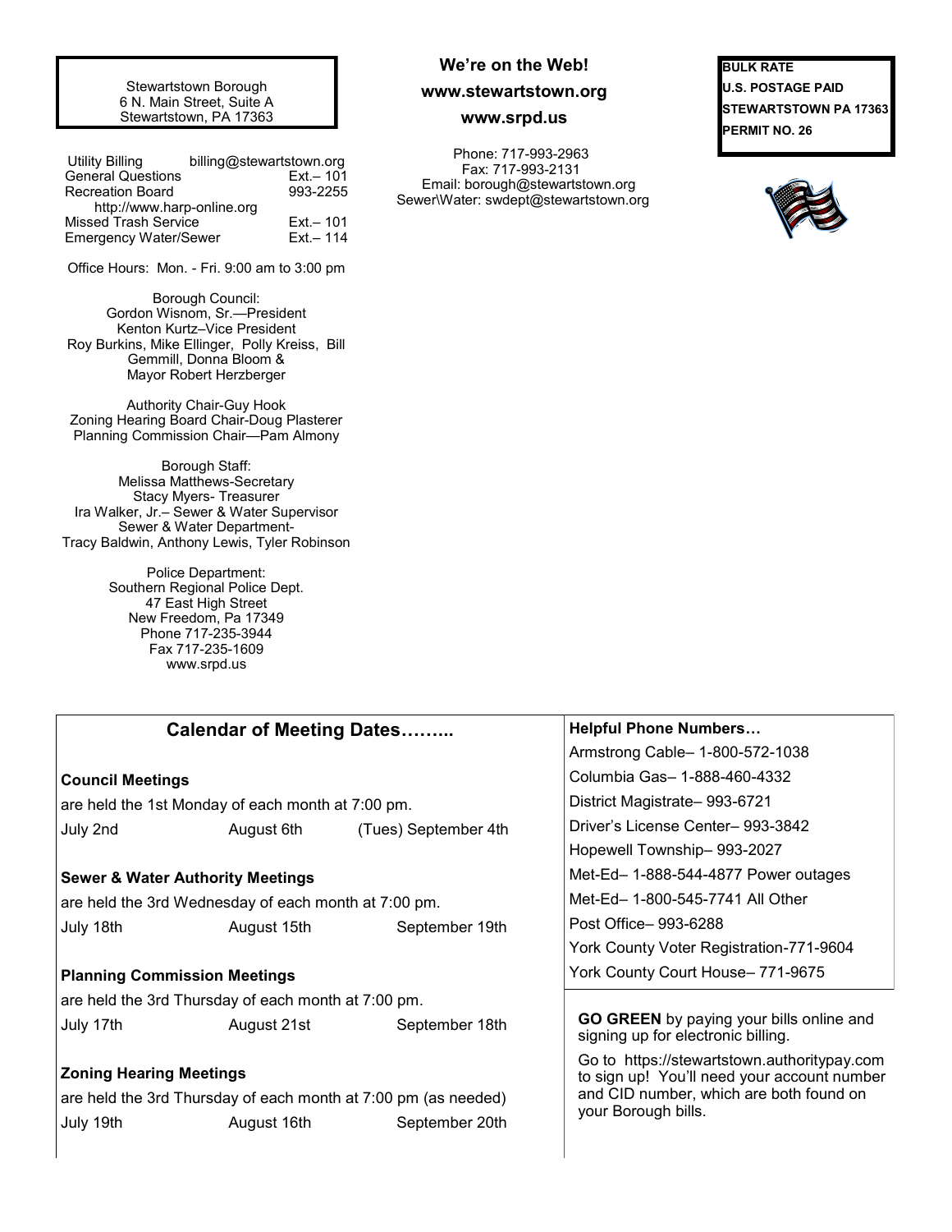Stewartstown Borough
6 N. Main Street, Suite A
Stewartstown, PA 17363

| | | |
|---|---|---|
| Utility Billing | billing@stewartstown.org | |
| General Questions | | Ext.– 101 |
| Recreation Board | | 993-2255 |
| http://www.harp-online.org | | |
| Missed Trash Service | | Ext.– 101 |
| Emergency Water/Sewer | | Ext.– 114 |

Office Hours: Mon. - Fri. 9:00 am to 3:00 pm

Borough Council:
Gordon Wisnom, Sr.—President
Kenton Kurtz–Vice President
Roy Burkins, Mike Ellinger, Polly Kreiss, Bill Gemmill, Donna Bloom &
Mayor Robert Herzberger

Authority Chair-Guy Hook
Zoning Hearing Board Chair-Doug Plasterer
Planning Commission Chair—Pam Almony

Borough Staff:
Melissa Matthews-Secretary
Stacy Myers- Treasurer
Ira Walker, Jr.– Sewer & Water Supervisor
Sewer & Water Department-
Tracy Baldwin, Anthony Lewis, Tyler Robinson

Police Department:
Southern Regional Police Dept.
47 East High Street
New Freedom, Pa 17349
Phone 717-235-3944
Fax 717-235-1609
www.srpd.us

## We're on the Web!

**www.stewartstown.org**

**www.srpd.us**

Phone: 717-993-2963
Fax: 717-993-2131
Email: borough@stewartstown.org
Sewer\Water: swdept@stewartstown.org

**BULK RATE**
**U.S. POSTAGE PAID**
**STEWARTSTOWN PA 17363**
**PERMIT NO. 26**

## Calendar of Meeting Dates……..

**Council Meetings**

are held the 1st Monday of each month at 7:00 pm.

| | | |
|---|---|---|
| July 2nd | August 6th | (Tues) September 4th |

**Sewer & Water Authority Meetings**

are held the 3rd Wednesday of each month at 7:00 pm.

| | | |
|---|---|---|
| July 18th | August 15th | September 19th |

**Planning Commission Meetings**

are held the 3rd Thursday of each month at 7:00 pm.

| | | |
|---|---|---|
| July 17th | August 21st | September 18th |

**Zoning Hearing Meetings**

are held the 3rd Thursday of each month at 7:00 pm (as needed)

| | | |
|---|---|---|
| July 19th | August 16th | September 20th |

**Helpful Phone Numbers…**

Armstrong Cable– 1-800-572-1038
Columbia Gas– 1-888-460-4332
District Magistrate– 993-6721
Driver's License Center– 993-3842
Hopewell Township– 993-2027
Met-Ed– 1-888-544-4877 Power outages
Met-Ed– 1-800-545-7741 All Other
Post Office– 993-6288
York County Voter Registration-771-9604
York County Court House– 771-9675

**GO GREEN** by paying your bills online and signing up for electronic billing.

Go to https://stewartstown.authoritypay.com to sign up! You'll need your account number and CID number, which are both found on your Borough bills.